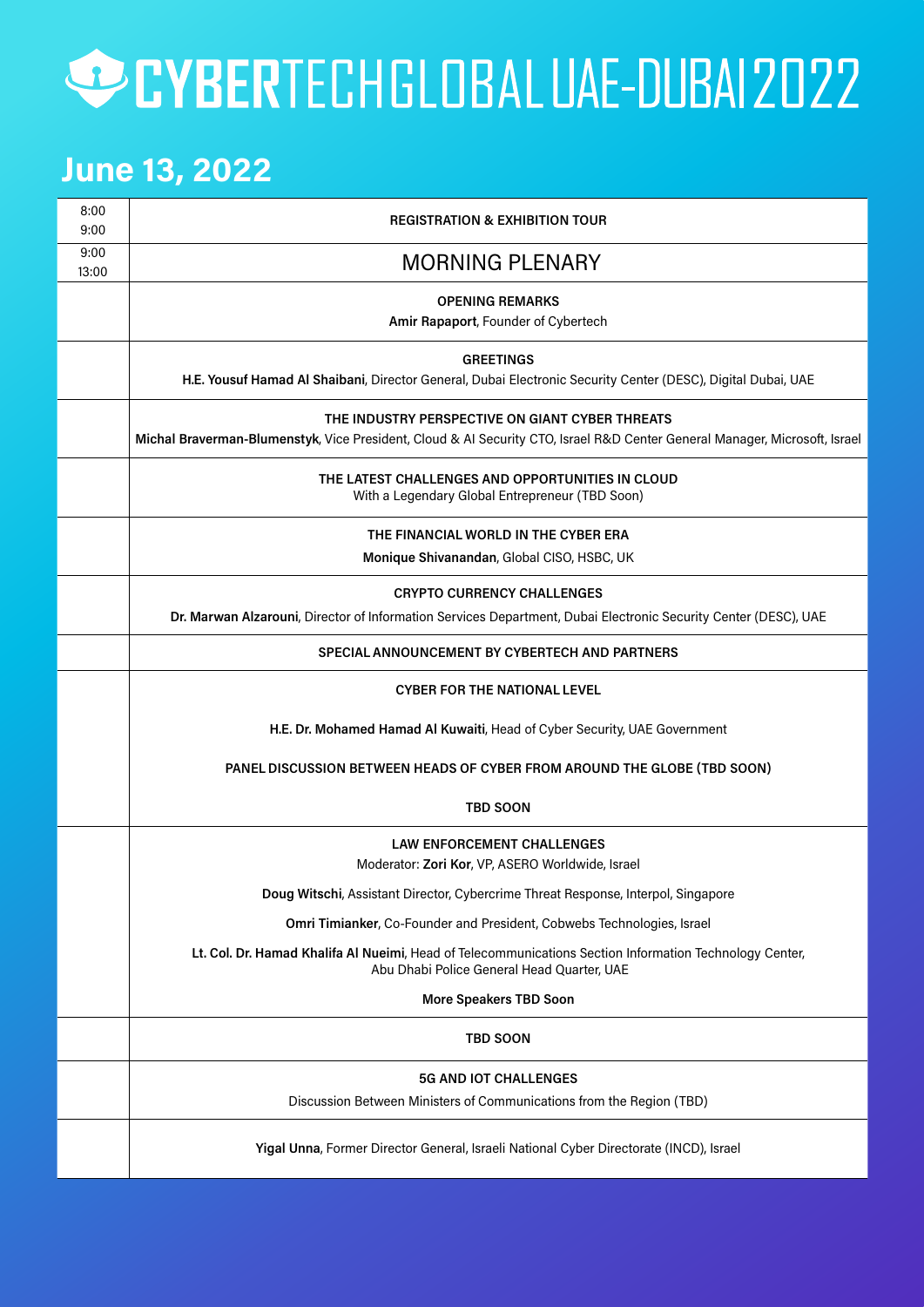# CYBERTECH GLOBAL UAE-DUBAI 2022

## June 13, 2022

| Time | Session |
|---|---|
| 8:00<br>9:00 | **REGISTRATION & EXHIBITION TOUR** |
| 9:00<br>13:00 | MORNING PLENARY |
| | **OPENING REMARKS**<br>**Amir Rapaport**, Founder of Cybertech |
| | **GREETINGS**<br>**H.E. Yousuf Hamad Al Shaibani**, Director General, Dubai Electronic Security Center (DESC), Digital Dubai, UAE |
| | **THE INDUSTRY PERSPECTIVE ON GIANT CYBER THREATS**<br>**Michal Braverman-Blumenstyk**, Vice President, Cloud & AI Security CTO, Israel R&D Center General Manager, Microsoft, Israel |
| | **THE LATEST CHALLENGES AND OPPORTUNITIES IN CLOUD**<br>With a Legendary Global Entrepreneur (TBD Soon) |
| | **THE FINANCIAL WORLD IN THE CYBER ERA**<br>**Monique Shivanandan**, Global CISO, HSBC, UK |
| | **CRYPTO CURRENCY CHALLENGES**<br>**Dr. Marwan Alzarouni**, Director of Information Services Department, Dubai Electronic Security Center (DESC), UAE |
| | **SPECIAL ANNOUNCEMENT BY CYBERTECH AND PARTNERS** |
| | **CYBER FOR THE NATIONAL LEVEL**<br>**H.E. Dr. Mohamed Hamad Al Kuwaiti**, Head of Cyber Security, UAE Government<br>**PANEL DISCUSSION BETWEEN HEADS OF CYBER FROM AROUND THE GLOBE (TBD SOON)**<br>**TBD SOON** |
| | **LAW ENFORCEMENT CHALLENGES**<br>Moderator: **Zori Kor**, VP, ASERO Worldwide, Israel<br>**Doug Witschi**, Assistant Director, Cybercrime Threat Response, Interpol, Singapore<br>**Omri Timianker**, Co-Founder and President, Cobwebs Technologies, Israel<br>**Lt. Col. Dr. Hamad Khalifa Al Nueimi**, Head of Telecommunications Section Information Technology Center, Abu Dhabi Police General Head Quarter, UAE<br>**More Speakers TBD Soon** |
| | **TBD SOON** |
| | **5G AND IOT CHALLENGES**<br>Discussion Between Ministers of Communications from the Region (TBD) |
| | **Yigal Unna**, Former Director General, Israeli National Cyber Directorate (INCD), Israel |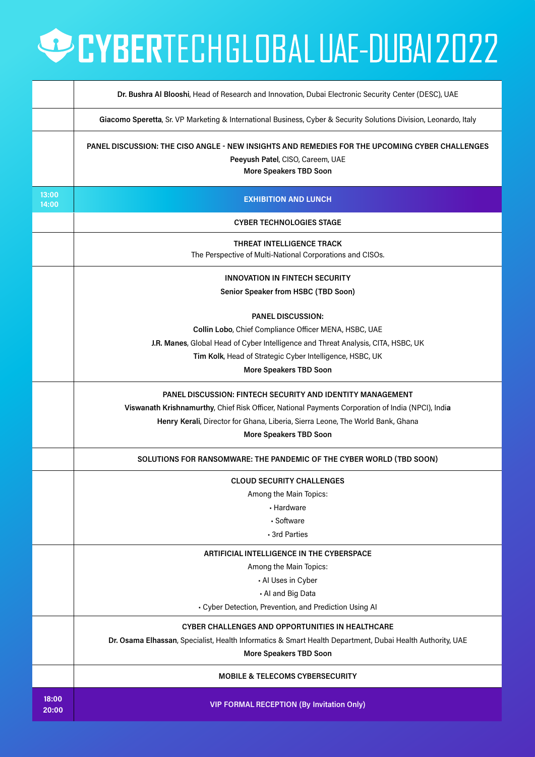# CYBERTECH GLOBAL UAE-DUBAI 2022

| Time | Session |
|---|---|
| | **Dr. Bushra Al Blooshi**, Head of Research and Innovation, Dubai Electronic Security Center (DESC), UAE |
| | **Giacomo Speretta**, Sr. VP Marketing & International Business, Cyber & Security Solutions Division, Leonardo, Italy |
| | **PANEL DISCUSSION: THE CISO ANGLE - NEW INSIGHTS AND REMEDIES FOR THE UPCOMING CYBER CHALLENGES**<br>**Peeyush Patel**, CISO, Careem, UAE<br>**More Speakers TBD Soon** |
| 13:00<br>14:00 | **EXHIBITION AND LUNCH** |
| | **CYBER TECHNOLOGIES STAGE** |
| | **THREAT INTELLIGENCE TRACK**<br>The Perspective of Multi-National Corporations and CISOs. |
| | **INNOVATION IN FINTECH SECURITY**<br>**Senior Speaker from HSBC (TBD Soon)**<br><br>**PANEL DISCUSSION:**<br>**Collin Lobo**, Chief Compliance Officer MENA, HSBC, UAE<br>**J.R. Manes**, Global Head of Cyber Intelligence and Threat Analysis, CITA, HSBC, UK<br>**Tim Kolk**, Head of Strategic Cyber Intelligence, HSBC, UK<br>**More Speakers TBD Soon** |
| | **PANEL DISCUSSION: FINTECH SECURITY AND IDENTITY MANAGEMENT**<br>**Viswanath Krishnamurthy**, Chief Risk Officer, National Payments Corporation of India (NPCI), India<br>**Henry Kerali**, Director for Ghana, Liberia, Sierra Leone, The World Bank, Ghana<br>**More Speakers TBD Soon** |
| | **SOLUTIONS FOR RANSOMWARE: THE PANDEMIC OF THE CYBER WORLD (TBD SOON)** |
| | **CLOUD SECURITY CHALLENGES**<br>Among the Main Topics:<br>• Hardware<br>• Software<br>• 3rd Parties |
| | **ARTIFICIAL INTELLIGENCE IN THE CYBERSPACE**<br>Among the Main Topics:<br>• AI Uses in Cyber<br>• AI and Big Data<br>• Cyber Detection, Prevention, and Prediction Using AI |
| | **CYBER CHALLENGES AND OPPORTUNITIES IN HEALTHCARE**<br>**Dr. Osama Elhassan**, Specialist, Health Informatics & Smart Health Department, Dubai Health Authority, UAE<br>**More Speakers TBD Soon** |
| | **MOBILE & TELECOMS CYBERSECURITY** |
| 18:00<br>20:00 | **VIP FORMAL RECEPTION (By Invitation Only)** |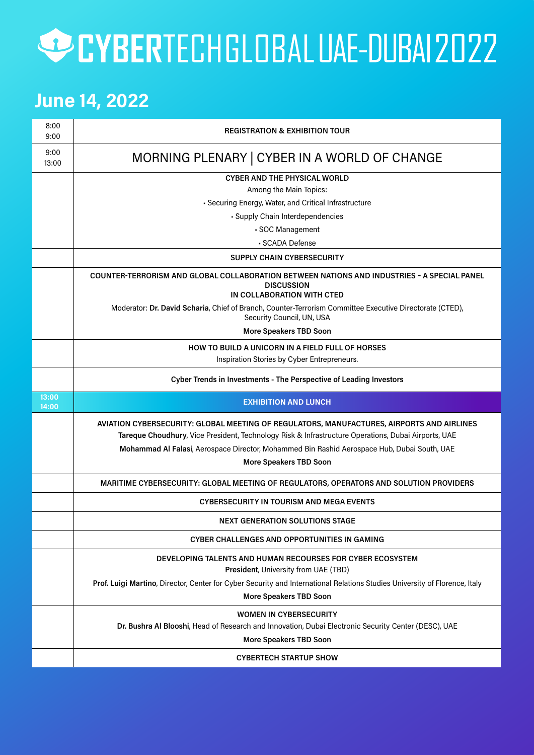# CYBERTECH GLOBAL UAE-DUBAI 2022

## June 14, 2022

| | |
|---|---|
| 8:00<br>9:00 | **REGISTRATION & EXHIBITION TOUR** |
| 9:00<br>13:00 | MORNING PLENARY \| CYBER IN A WORLD OF CHANGE |
| | **CYBER AND THE PHYSICAL WORLD**<br>Among the Main Topics:<br>• Securing Energy, Water, and Critical Infrastructure<br>• Supply Chain Interdependencies<br>• SOC Management<br>• SCADA Defense |
| | **SUPPLY CHAIN CYBERSECURITY** |
| | **COUNTER-TERRORISM AND GLOBAL COLLABORATION BETWEEN NATIONS AND INDUSTRIES – A SPECIAL PANEL DISCUSSION IN COLLABORATION WITH CTED**<br>Moderator: **Dr. David Scharia**, Chief of Branch, Counter-Terrorism Committee Executive Directorate (CTED), Security Council, UN, USA<br>**More Speakers TBD Soon** |
| | **HOW TO BUILD A UNICORN IN A FIELD FULL OF HORSES**<br>Inspiration Stories by Cyber Entrepreneurs. |
| | **Cyber Trends in Investments - The Perspective of Leading Investors** |
| 13:00<br>14:00 | **EXHIBITION AND LUNCH** |
| | **AVIATION CYBERSECURITY: GLOBAL MEETING OF REGULATORS, MANUFACTURES, AIRPORTS AND AIRLINES**<br>**Tareque Choudhury**, Vice President, Technology Risk & Infrastructure Operations, Dubai Airports, UAE<br>**Mohammad Al Falasi**, Aerospace Director, Mohammed Bin Rashid Aerospace Hub, Dubai South, UAE<br>**More Speakers TBD Soon** |
| | **MARITIME CYBERSECURITY: GLOBAL MEETING OF REGULATORS, OPERATORS AND SOLUTION PROVIDERS** |
| | **CYBERSECURITY IN TOURISM AND MEGA EVENTS** |
| | **NEXT GENERATION SOLUTIONS STAGE** |
| | **CYBER CHALLENGES AND OPPORTUNITIES IN GAMING** |
| | **DEVELOPING TALENTS AND HUMAN RECOURSES FOR CYBER ECOSYSTEM**<br>**President**, University from UAE (TBD)<br>**Prof. Luigi Martino**, Director, Center for Cyber Security and International Relations Studies University of Florence, Italy<br>**More Speakers TBD Soon** |
| | **WOMEN IN CYBERSECURITY**<br>**Dr. Bushra Al Blooshi**, Head of Research and Innovation, Dubai Electronic Security Center (DESC), UAE<br>**More Speakers TBD Soon** |
| | **CYBERTECH STARTUP SHOW** |